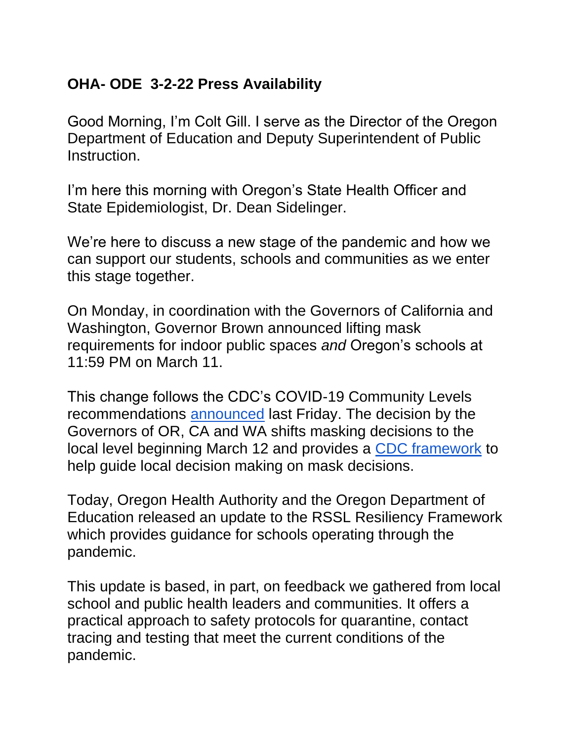**OHA- ODE 3-2-22 Press Availability**

Good Morning, I'm Colt Gill. I serve as the Director of the Oregon Department of Education and Deputy Superintendent of Public Instruction.

I'm here this morning with Oregon's State Health Officer and State Epidemiologist, Dr. Dean Sidelinger.

We're here to discuss a new stage of the pandemic and how we can support our students, schools and communities as we enter this stage together.

On Monday, in coordination with the Governors of California and Washington, Governor Brown announced lifting mask requirements for indoor public spaces *and* Oregon's schools at 11:59 PM on March 11.

This change follows the CDC's COVID-19 Community Levels recommendations announced last Friday. The decision by the Governors of OR, CA and WA shifts masking decisions to the local level beginning March 12 and provides a CDC framework to help guide local decision making on mask decisions.

Today, Oregon Health Authority and the Oregon Department of Education released an update to the RSSL Resiliency Framework which provides guidance for schools operating through the pandemic.

This update is based, in part, on feedback we gathered from local school and public health leaders and communities. It offers a practical approach to safety protocols for quarantine, contact tracing and testing that meet the current conditions of the pandemic.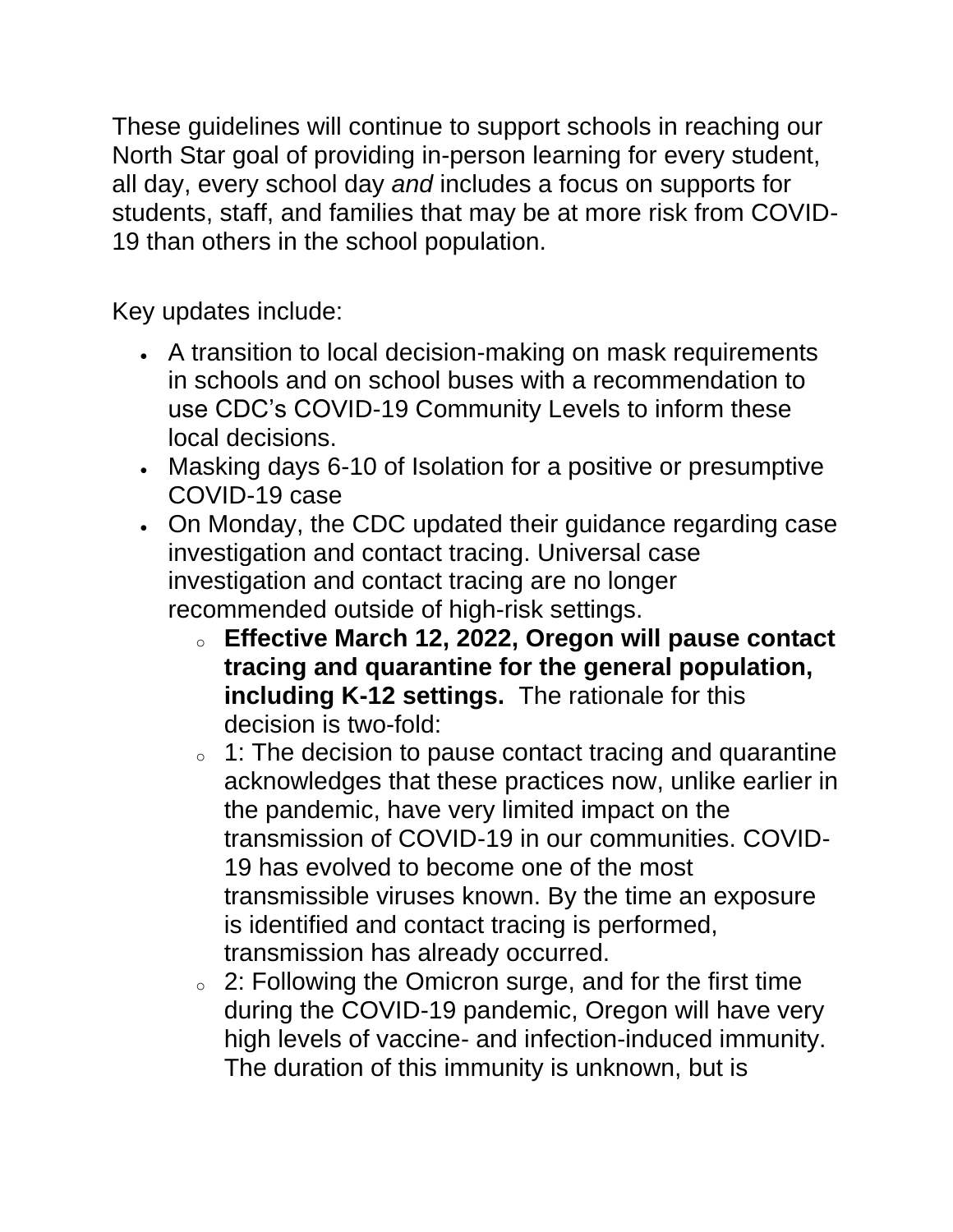These guidelines will continue to support schools in reaching our North Star goal of providing in-person learning for every student, all day, every school day *and* includes a focus on supports for students, staff, and families that may be at more risk from COVID-19 than others in the school population.

Key updates include:

- A transition to local decision-making on mask requirements in schools and on school buses with a recommendation to use CDC's COVID-19 Community Levels to inform these local decisions.
- Masking days 6-10 of Isolation for a positive or presumptive COVID-19 case
- On Monday, the CDC updated their guidance regarding case investigation and contact tracing. Universal case investigation and contact tracing are no longer recommended outside of high-risk settings.
  - **Effective March 12, 2022, Oregon will pause contact tracing and quarantine for the general population, including K-12 settings.** The rationale for this decision is two-fold:
  - 1: The decision to pause contact tracing and quarantine acknowledges that these practices now, unlike earlier in the pandemic, have very limited impact on the transmission of COVID-19 in our communities. COVID-19 has evolved to become one of the most transmissible viruses known. By the time an exposure is identified and contact tracing is performed, transmission has already occurred.
  - 2: Following the Omicron surge, and for the first time during the COVID-19 pandemic, Oregon will have very high levels of vaccine- and infection-induced immunity. The duration of this immunity is unknown, but is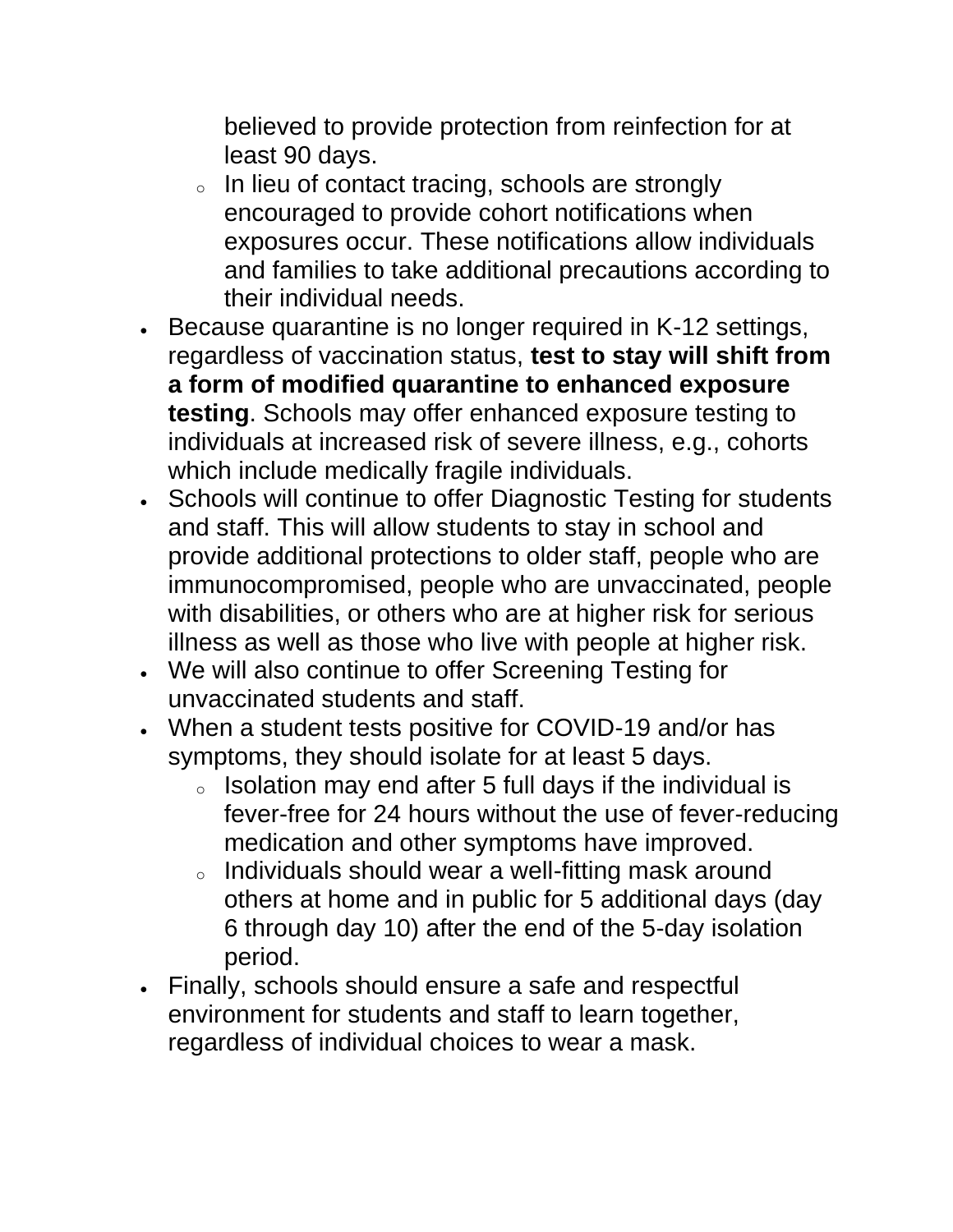believed to provide protection from reinfection for at least 90 days.
  - In lieu of contact tracing, schools are strongly encouraged to provide cohort notifications when exposures occur. These notifications allow individuals and families to take additional precautions according to their individual needs.
- Because quarantine is no longer required in K-12 settings, regardless of vaccination status, **test to stay will shift from a form of modified quarantine to enhanced exposure testing**. Schools may offer enhanced exposure testing to individuals at increased risk of severe illness, e.g., cohorts which include medically fragile individuals.
- Schools will continue to offer Diagnostic Testing for students and staff. This will allow students to stay in school and provide additional protections to older staff, people who are immunocompromised, people who are unvaccinated, people with disabilities, or others who are at higher risk for serious illness as well as those who live with people at higher risk.
- We will also continue to offer Screening Testing for unvaccinated students and staff.
- When a student tests positive for COVID-19 and/or has symptoms, they should isolate for at least 5 days.
  - Isolation may end after 5 full days if the individual is fever-free for 24 hours without the use of fever-reducing medication and other symptoms have improved.
  - Individuals should wear a well-fitting mask around others at home and in public for 5 additional days (day 6 through day 10) after the end of the 5-day isolation period.
- Finally, schools should ensure a safe and respectful environment for students and staff to learn together, regardless of individual choices to wear a mask.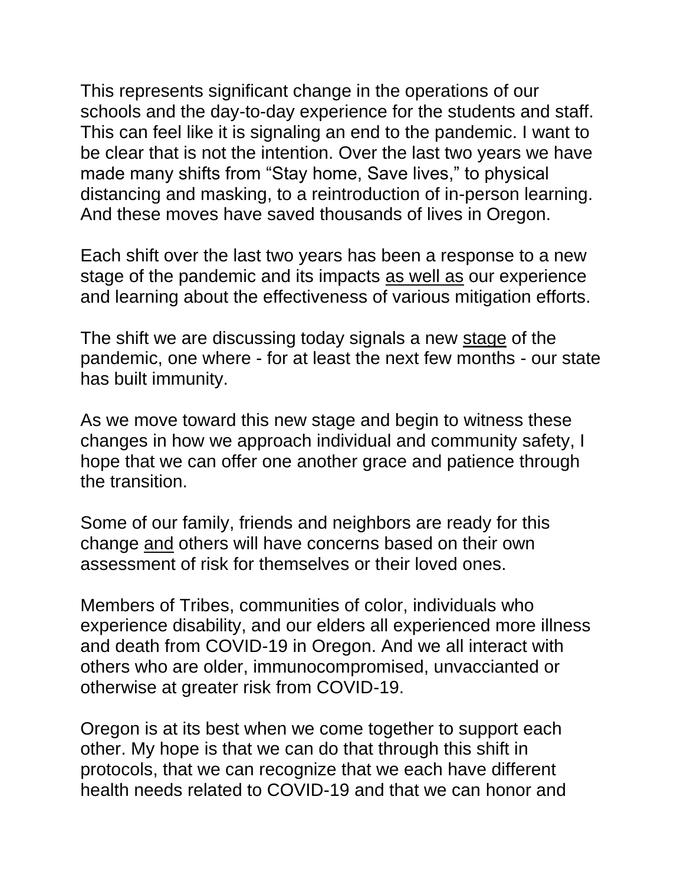This represents significant change in the operations of our schools and the day-to-day experience for the students and staff. This can feel like it is signaling an end to the pandemic. I want to be clear that is not the intention. Over the last two years we have made many shifts from "Stay home, Save lives," to physical distancing and masking, to a reintroduction of in-person learning. And these moves have saved thousands of lives in Oregon.

Each shift over the last two years has been a response to a new stage of the pandemic and its impacts <u>as well as</u> our experience and learning about the effectiveness of various mitigation efforts.

The shift we are discussing today signals a new <u>stage</u> of the pandemic, one where - for at least the next few months - our state has built immunity.

As we move toward this new stage and begin to witness these changes in how we approach individual and community safety, I hope that we can offer one another grace and patience through the transition.

Some of our family, friends and neighbors are ready for this change <u>and</u> others will have concerns based on their own assessment of risk for themselves or their loved ones.

Members of Tribes, communities of color, individuals who experience disability, and our elders all experienced more illness and death from COVID-19 in Oregon. And we all interact with others who are older, immunocompromised, unvaccianted or otherwise at greater risk from COVID-19.

Oregon is at its best when we come together to support each other. My hope is that we can do that through this shift in protocols, that we can recognize that we each have different health needs related to COVID-19 and that we can honor and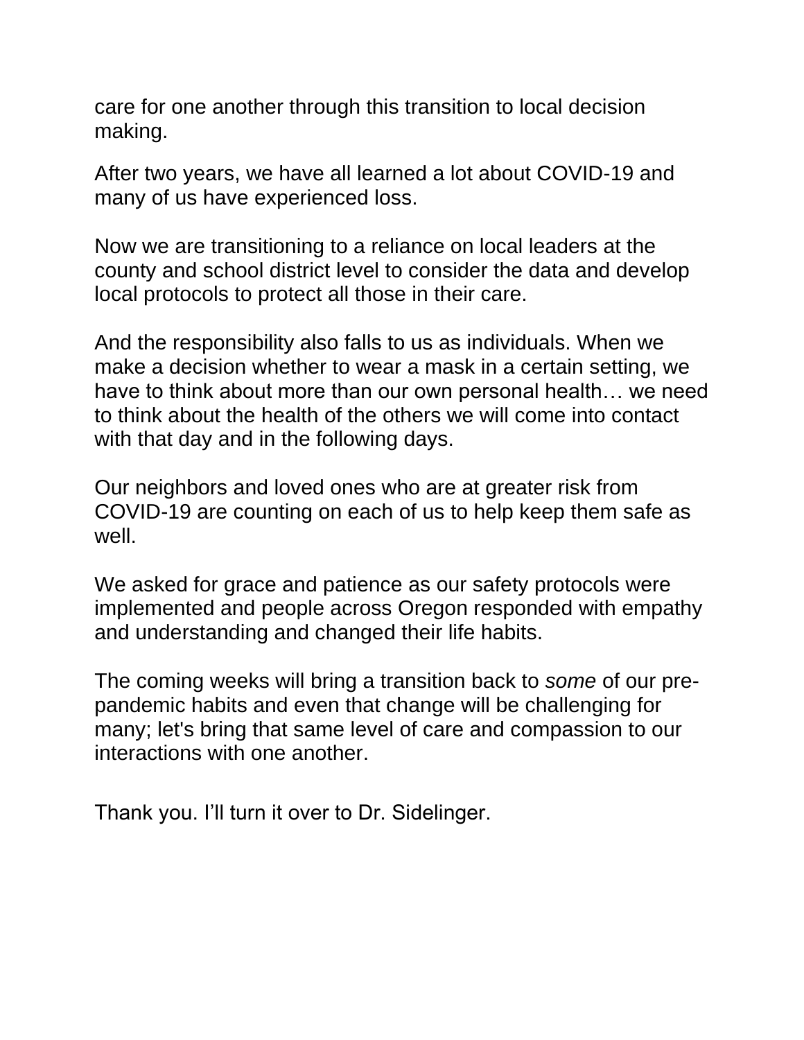care for one another through this transition to local decision making.

After two years, we have all learned a lot about COVID-19 and many of us have experienced loss.

Now we are transitioning to a reliance on local leaders at the county and school district level to consider the data and develop local protocols to protect all those in their care.

And the responsibility also falls to us as individuals. When we make a decision whether to wear a mask in a certain setting, we have to think about more than our own personal health… we need to think about the health of the others we will come into contact with that day and in the following days.

Our neighbors and loved ones who are at greater risk from COVID-19 are counting on each of us to help keep them safe as well.

We asked for grace and patience as our safety protocols were implemented and people across Oregon responded with empathy and understanding and changed their life habits.

The coming weeks will bring a transition back to *some* of our pre-pandemic habits and even that change will be challenging for many; let's bring that same level of care and compassion to our interactions with one another.

Thank you. I'll turn it over to Dr. Sidelinger.